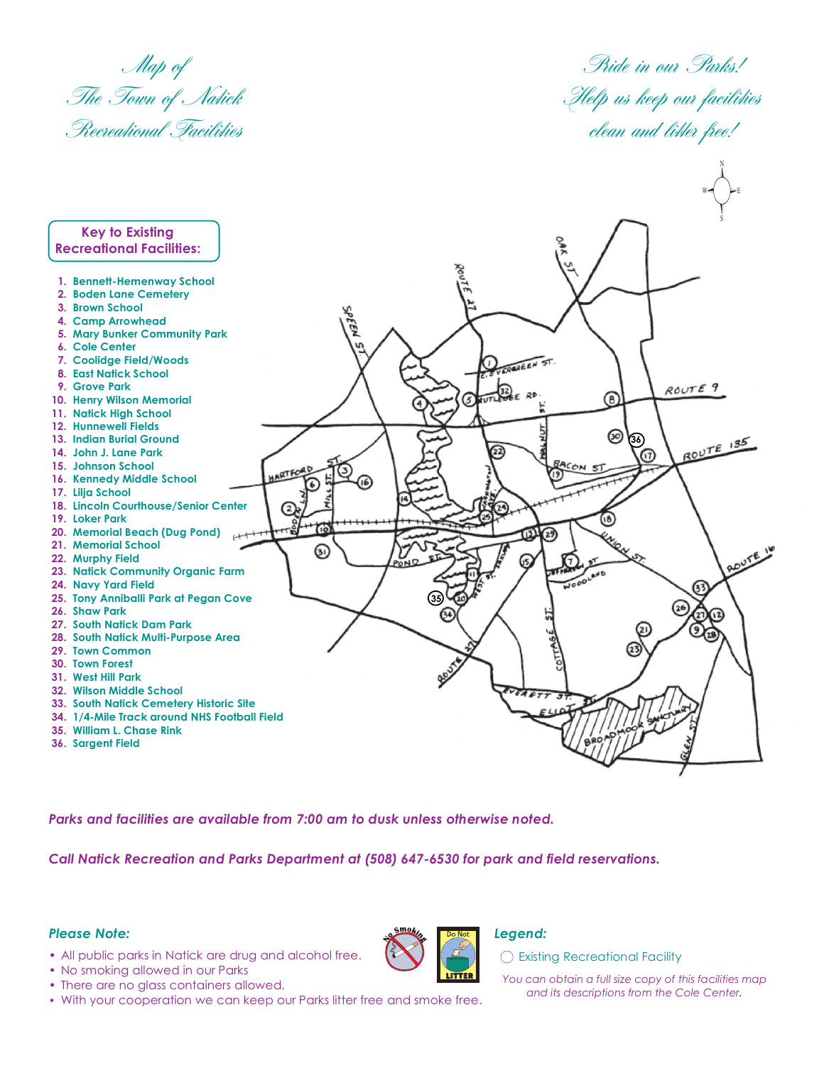# Map of The Town of Natick Recreational Facilities

*Pride in our Parks! Help us keep our facilities clean and litter free!*

## Key to Existing Recreational Facilities:

1. Bennett-Hemenway School
2. Boden Lane Cemetery
3. Brown School
4. Camp Arrowhead
5. Mary Bunker Community Park
6. Cole Center
7. Coolidge Field/Woods
8. East Natick School
9. Grove Park
10. Henry Wilson Memorial
11. Natick High School
12. Hunnewell Fields
13. Indian Burial Ground
14. John J. Lane Park
15. Johnson School
16. Kennedy Middle School
17. Lilja School
18. Lincoln Courthouse/Senior Center
19. Loker Park
20. Memorial Beach (Dug Pond)
21. Memorial School
22. Murphy Field
23. Natick Community Organic Farm
24. Navy Yard Field
25. Tony Anniballi Park at Pegan Cove
26. Shaw Park
27. South Natick Dam Park
28. South Natick Multi-Purpose Area
29. Town Common
30. Town Forest
31. West Hill Park
32. Wilson Middle School
33. South Natick Cemetery Historic Site
34. 1/4-Mile Track around NHS Football Field
35. William L. Chase Rink
36. Sargent Field

*Parks and facilities are available from 7:00 am to dusk unless otherwise noted.*

*Call Natick Recreation and Parks Department at (508) 647-6530 for park and field reservations.*

### *Please Note:*

- All public parks in Natick are drug and alcohol free.
- No smoking allowed in our Parks
- There are no glass containers allowed.
- With your cooperation we can keep our Parks litter free and smoke free.

### *Legend:*

◯ Existing Recreational Facility

*You can obtain a full size copy of this facilities map and its descriptions from the Cole Center.*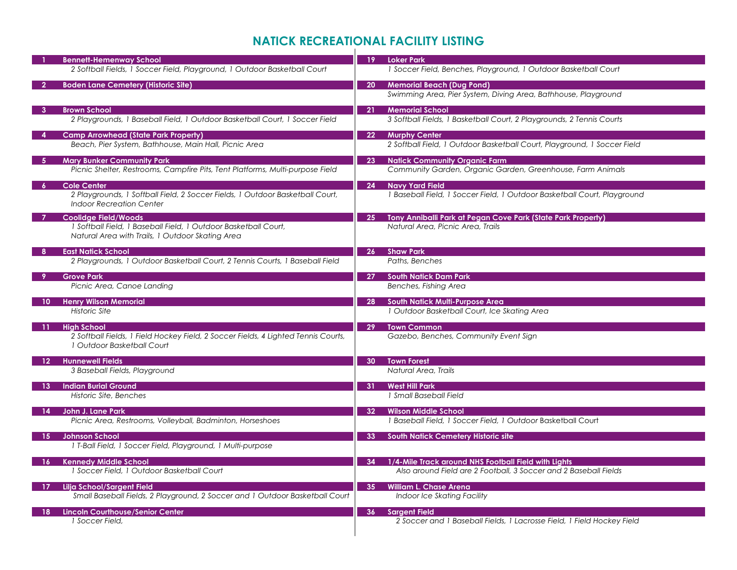# NATICK RECREATIONAL FACILITY LISTING

**1 Bennett-Hemenway School**
*2 Softball Fields, 1 Soccer Field, Playground, 1 Outdoor Basketball Court*

**2 Boden Lane Cemetery (Historic Site)**

**3 Brown School**
*2 Playgrounds, 1 Baseball Field, 1 Outdoor Basketball Court, 1 Soccer Field*

**4 Camp Arrowhead (State Park Property)**
*Beach, Pier System, Bathhouse, Main Hall, Picnic Area*

**5 Mary Bunker Community Park**
*Picnic Shelter, Restrooms, Campfire Pits, Tent Platforms, Multi-purpose Field*

**6 Cole Center**
*2 Playgrounds, 1 Softball Field, 2 Soccer Fields, 1 Outdoor Basketball Court, Indoor Recreation Center*

**7 Coolidge Field/Woods**
*1 Softball Field, 1 Baseball Field, 1 Outdoor Basketball Court, Natural Area with Trails, 1 Outdoor Skating Area*

**8 East Natick School**
*2 Playgrounds, 1 Outdoor Basketball Court, 2 Tennis Courts, 1 Baseball Field*

**9 Grove Park**
*Picnic Area, Canoe Landing*

**10 Henry Wilson Memorial**
*Historic Site*

**11 High School**
*2 Softball Fields, 1 Field Hockey Field, 2 Soccer Fields, 4 Lighted Tennis Courts, 1 Outdoor Basketball Court*

**12 Hunnewell Fields**
*3 Baseball Fields, Playground*

**13 Indian Burial Ground**
*Historic Site, Benches*

**14 John J. Lane Park**
*Picnic Area, Restrooms, Volleyball, Badminton, Horseshoes*

**15 Johnson School**
*1 T-Ball Field, 1 Soccer Field, Playground, 1 Multi-purpose*

**16 Kennedy Middle School**
*1 Soccer Field, 1 Outdoor Basketball Court*

**17 Lilja School/Sargent Field**
*Small Baseball Fields, 2 Playground, 2 Soccer and 1 Outdoor Basketball Court*

**18 Lincoln Courthouse/Senior Center**
*1 Soccer Field,*

**19 Loker Park**
*1 Soccer Field, Benches, Playground, 1 Outdoor Basketball Court*

**20 Memorial Beach (Dug Pond)**
*Swimming Area, Pier System, Diving Area, Bathhouse, Playground*

**21 Memorial School**
*3 Softball Fields, 1 Basketball Court, 2 Playgrounds, 2 Tennis Courts*

**22 Murphy Center**
*2 Softball Field, 1 Outdoor Basketball Court, Playground, 1 Soccer Field*

**23 Natick Community Organic Farm**
*Community Garden, Organic Garden, Greenhouse, Farm Animals*

**24 Navy Yard Field**
*1 Baseball Field, 1 Soccer Field, 1 Outdoor Basketball Court, Playground*

**25 Tony Annibali Park at Pegan Cove Park (State Park Property)**
*Natural Area, Picnic Area, Trails*

**26 Shaw Park**
*Paths, Benches*

**27 South Natick Dam Park**
*Benches, Fishing Area*

**28 South Natick Multi-Purpose Area**
*1 Outdoor Basketball Court, Ice Skating Area*

**29 Town Common**
*Gazebo, Benches, Community Event Sign*

**30 Town Forest**
*Natural Area, Trails*

**31 West Hill Park**
*1 Small Baseball Field*

**32 Wilson Middle School**
*1 Baseball Field, 1 Soccer Field, 1 Outdoor Basketball Court*

**33 South Natick Cemetery Historic site**

**34 1/4-Mile Track around NHS Football Field with Lights**
*Also around Field are 2 Football, 3 Soccer and 2 Baseball Fields*

**35 William L. Chase Arena**
*Indoor Ice Skating Facility*

**36 Sargent Field**
*2 Soccer and 1 Baseball Fields, 1 Lacrosse Field, 1 Field Hockey Field*